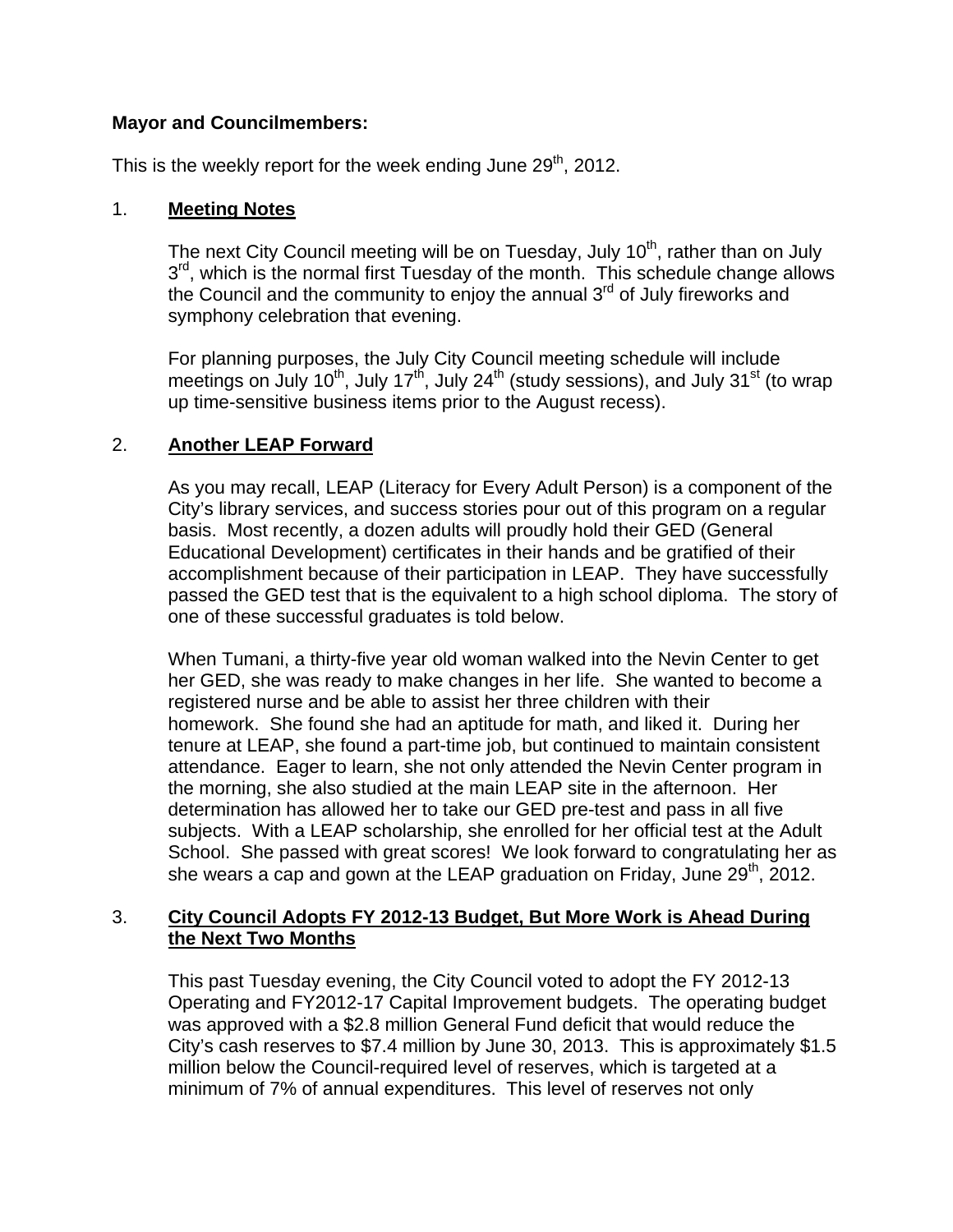**Mayor and Councilmembers:**

This is the weekly report for the week ending June 29th, 2012.

1. **Meeting Notes**

   The next City Council meeting will be on Tuesday, July 10th, rather than on July 3rd, which is the normal first Tuesday of the month. This schedule change allows the Council and the community to enjoy the annual 3rd of July fireworks and symphony celebration that evening.

   For planning purposes, the July City Council meeting schedule will include meetings on July 10th, July 17th, July 24th (study sessions), and July 31st (to wrap up time-sensitive business items prior to the August recess).

2. **Another LEAP Forward**

   As you may recall, LEAP (Literacy for Every Adult Person) is a component of the City's library services, and success stories pour out of this program on a regular basis. Most recently, a dozen adults will proudly hold their GED (General Educational Development) certificates in their hands and be gratified of their accomplishment because of their participation in LEAP. They have successfully passed the GED test that is the equivalent to a high school diploma. The story of one of these successful graduates is told below.

   When Tumani, a thirty-five year old woman walked into the Nevin Center to get her GED, she was ready to make changes in her life. She wanted to become a registered nurse and be able to assist her three children with their homework. She found she had an aptitude for math, and liked it. During her tenure at LEAP, she found a part-time job, but continued to maintain consistent attendance. Eager to learn, she not only attended the Nevin Center program in the morning, she also studied at the main LEAP site in the afternoon. Her determination has allowed her to take our GED pre-test and pass in all five subjects. With a LEAP scholarship, she enrolled for her official test at the Adult School. She passed with great scores! We look forward to congratulating her as she wears a cap and gown at the LEAP graduation on Friday, June 29th, 2012.

3. **City Council Adopts FY 2012-13 Budget, But More Work is Ahead During the Next Two Months**

   This past Tuesday evening, the City Council voted to adopt the FY 2012-13 Operating and FY2012-17 Capital Improvement budgets. The operating budget was approved with a $2.8 million General Fund deficit that would reduce the City's cash reserves to $7.4 million by June 30, 2013. This is approximately $1.5 million below the Council-required level of reserves, which is targeted at a minimum of 7% of annual expenditures. This level of reserves not only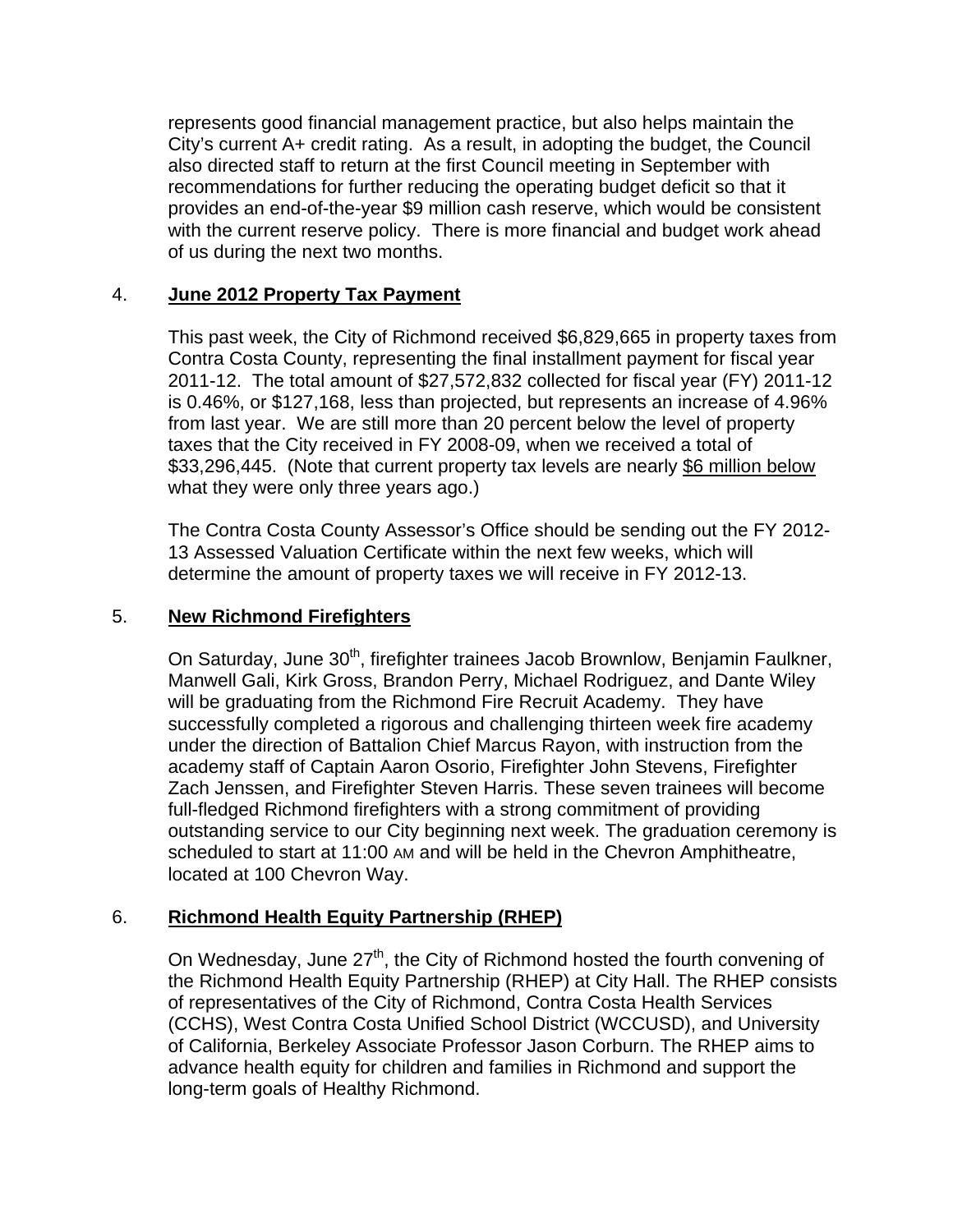represents good financial management practice, but also helps maintain the City's current A+ credit rating. As a result, in adopting the budget, the Council also directed staff to return at the first Council meeting in September with recommendations for further reducing the operating budget deficit so that it provides an end-of-the-year $9 million cash reserve, which would be consistent with the current reserve policy. There is more financial and budget work ahead of us during the next two months.

4. **June 2012 Property Tax Payment**

   This past week, the City of Richmond received $6,829,665 in property taxes from Contra Costa County, representing the final installment payment for fiscal year 2011-12. The total amount of $27,572,832 collected for fiscal year (FY) 2011-12 is 0.46%, or $127,168, less than projected, but represents an increase of 4.96% from last year. We are still more than 20 percent below the level of property taxes that the City received in FY 2008-09, when we received a total of $33,296,445. (Note that current property tax levels are nearly $6 million below what they were only three years ago.)

   The Contra Costa County Assessor's Office should be sending out the FY 2012-13 Assessed Valuation Certificate within the next few weeks, which will determine the amount of property taxes we will receive in FY 2012-13.

5. **New Richmond Firefighters**

   On Saturday, June 30th, firefighter trainees Jacob Brownlow, Benjamin Faulkner, Manwell Gali, Kirk Gross, Brandon Perry, Michael Rodriguez, and Dante Wiley will be graduating from the Richmond Fire Recruit Academy. They have successfully completed a rigorous and challenging thirteen week fire academy under the direction of Battalion Chief Marcus Rayon, with instruction from the academy staff of Captain Aaron Osorio, Firefighter John Stevens, Firefighter Zach Jenssen, and Firefighter Steven Harris. These seven trainees will become full-fledged Richmond firefighters with a strong commitment of providing outstanding service to our City beginning next week. The graduation ceremony is scheduled to start at 11:00 AM and will be held in the Chevron Amphitheatre, located at 100 Chevron Way.

6. **Richmond Health Equity Partnership (RHEP)**

   On Wednesday, June 27th, the City of Richmond hosted the fourth convening of the Richmond Health Equity Partnership (RHEP) at City Hall. The RHEP consists of representatives of the City of Richmond, Contra Costa Health Services (CCHS), West Contra Costa Unified School District (WCCUSD), and University of California, Berkeley Associate Professor Jason Corburn. The RHEP aims to advance health equity for children and families in Richmond and support the long-term goals of Healthy Richmond.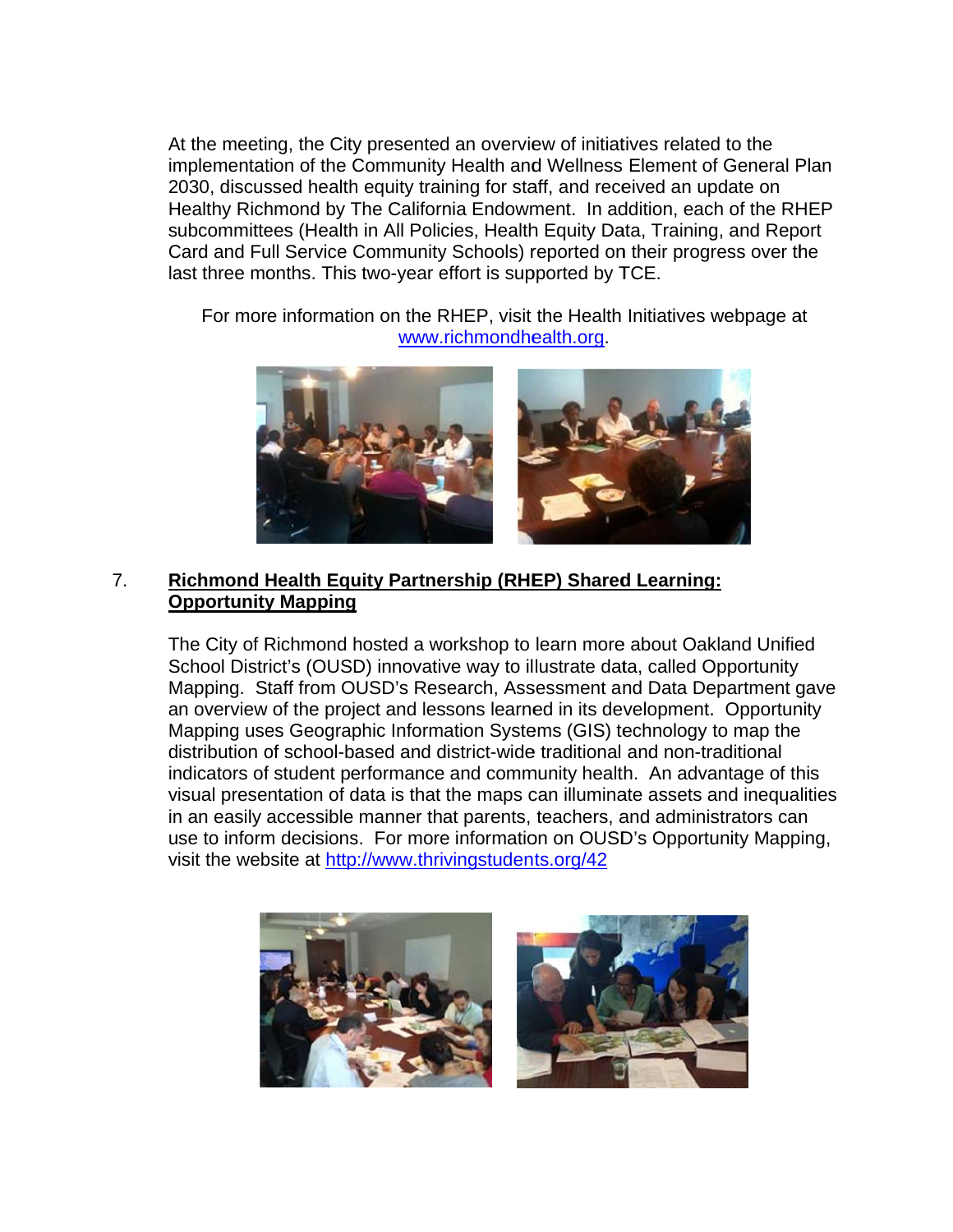At the meeting, the City presented an overview of initiatives related to the implementation of the Community Health and Wellness Element of General Plan 2030, discussed health equity training for staff, and received an update on Healthy Richmond by The California Endowment. In addition, each of the RHEP subcommittees (Health in All Policies, Health Equity Data, Training, and Report Card and Full Service Community Schools) reported on their progress over the last three months. This two-year effort is supported by TCE.

For more information on the RHEP, visit the Health Initiatives webpage at [www.richmondhealth.org](www.richmondhealth.org).

7. **Richmond Health Equity Partnership (RHEP) Shared Learning: Opportunity Mapping**

The City of Richmond hosted a workshop to learn more about Oakland Unified School District's (OUSD) innovative way to illustrate data, called Opportunity Mapping. Staff from OUSD's Research, Assessment and Data Department gave an overview of the project and lessons learned in its development. Opportunity Mapping uses Geographic Information Systems (GIS) technology to map the distribution of school-based and district-wide traditional and non-traditional indicators of student performance and community health. An advantage of this visual presentation of data is that the maps can illuminate assets and inequalities in an easily accessible manner that parents, teachers, and administrators can use to inform decisions. For more information on OUSD's Opportunity Mapping, visit the website at [http://www.thrivingstudents.org/42](http://www.thrivingstudents.org/42)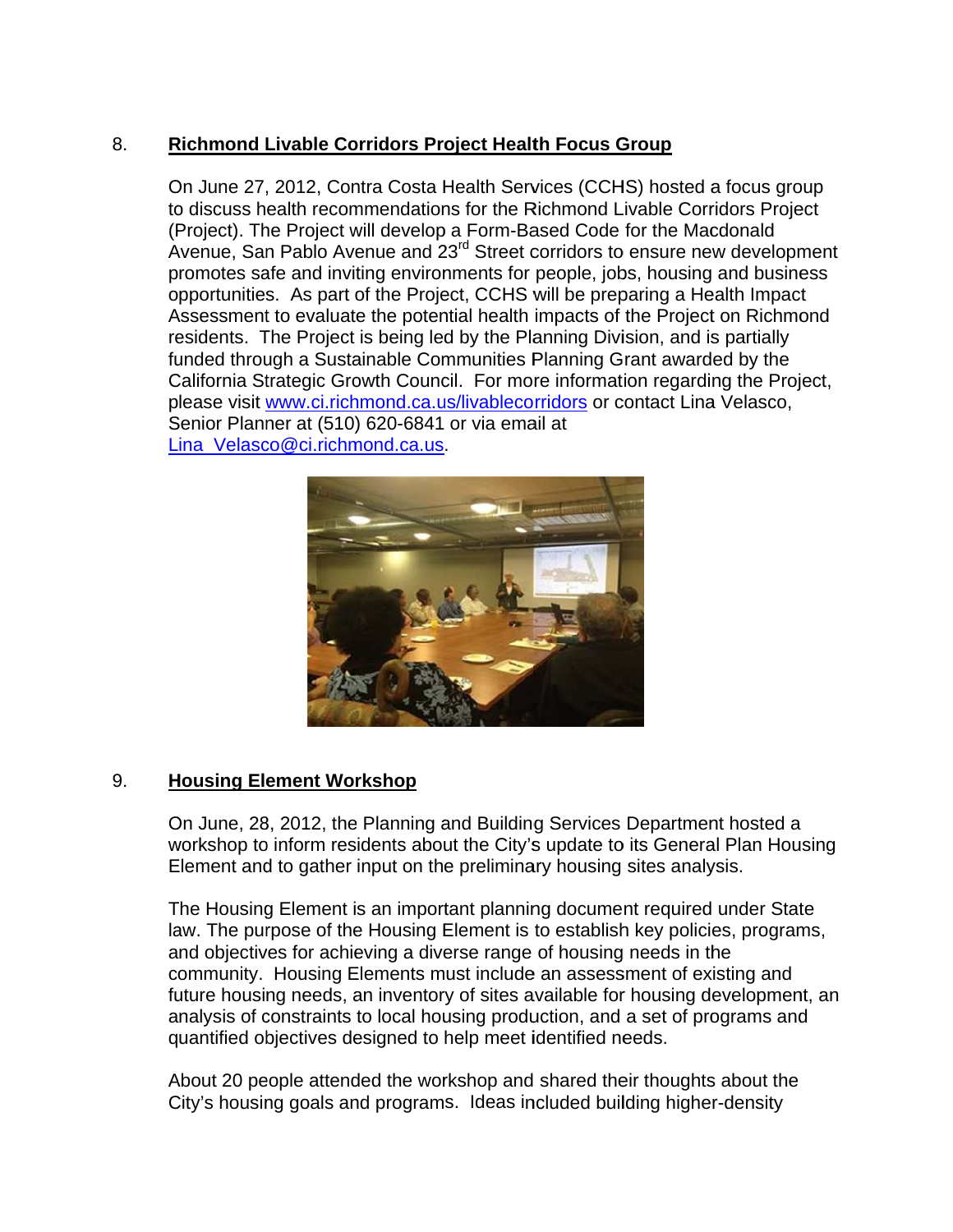8. **Richmond Livable Corridors Project Health Focus Group**

On June 27, 2012, Contra Costa Health Services (CCHS) hosted a focus group to discuss health recommendations for the Richmond Livable Corridors Project (Project). The Project will develop a Form-Based Code for the Macdonald Avenue, San Pablo Avenue and 23rd Street corridors to ensure new development promotes safe and inviting environments for people, jobs, housing and business opportunities. As part of the Project, CCHS will be preparing a Health Impact Assessment to evaluate the potential health impacts of the Project on Richmond residents. The Project is being led by the Planning Division, and is partially funded through a Sustainable Communities Planning Grant awarded by the California Strategic Growth Council. For more information regarding the Project, please visit www.ci.richmond.ca.us/livablecorridors or contact Lina Velasco, Senior Planner at (510) 620-6841 or via email at Lina_Velasco@ci.richmond.ca.us.

9. **Housing Element Workshop**

On June, 28, 2012, the Planning and Building Services Department hosted a workshop to inform residents about the City's update to its General Plan Housing Element and to gather input on the preliminary housing sites analysis.

The Housing Element is an important planning document required under State law. The purpose of the Housing Element is to establish key policies, programs, and objectives for achieving a diverse range of housing needs in the community. Housing Elements must include an assessment of existing and future housing needs, an inventory of sites available for housing development, an analysis of constraints to local housing production, and a set of programs and quantified objectives designed to help meet identified needs.

About 20 people attended the workshop and shared their thoughts about the City's housing goals and programs. Ideas included building higher-density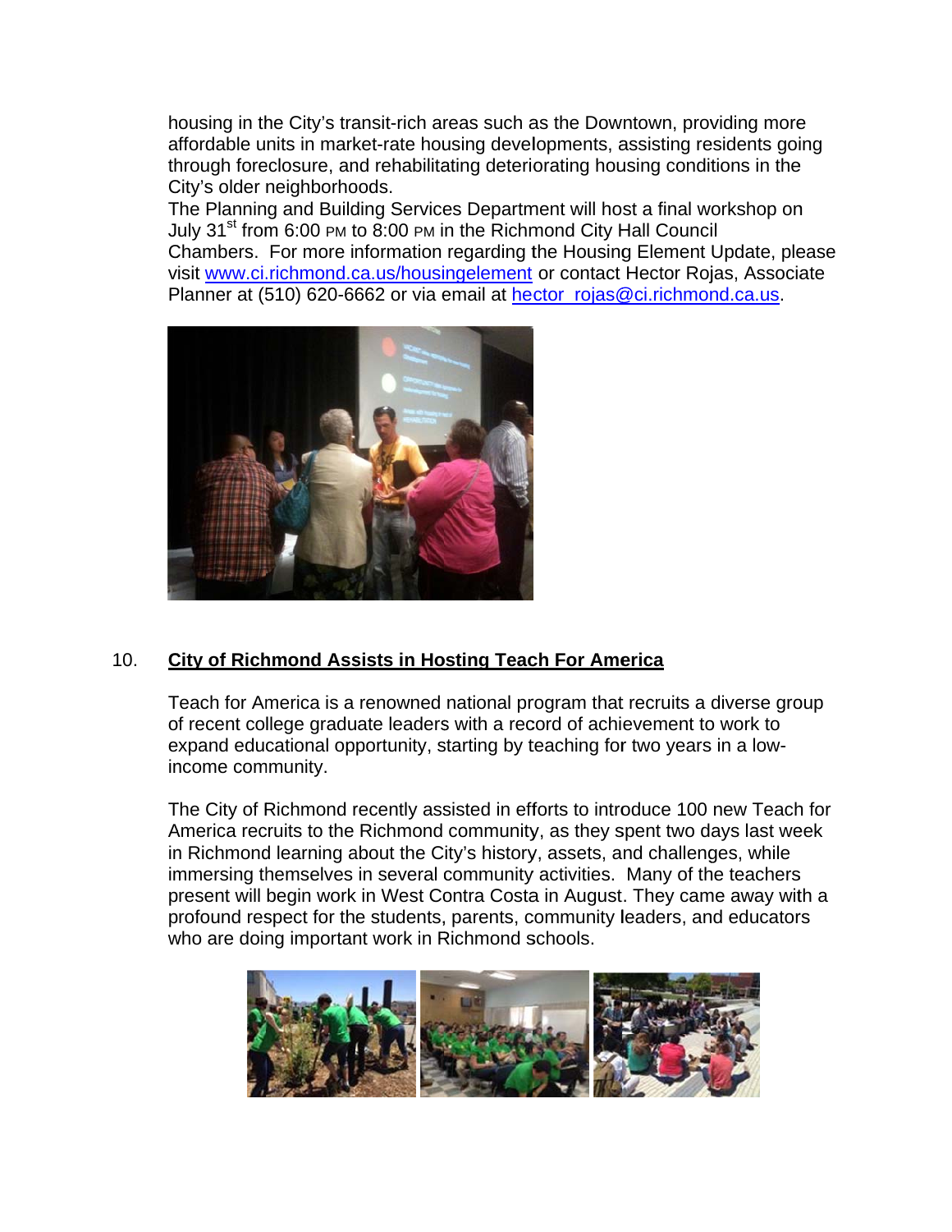housing in the City's transit-rich areas such as the Downtown, providing more affordable units in market-rate housing developments, assisting residents going through foreclosure, and rehabilitating deteriorating housing conditions in the City's older neighborhoods.
The Planning and Building Services Department will host a final workshop on July 31st from 6:00 PM to 8:00 PM in the Richmond City Hall Council Chambers. For more information regarding the Housing Element Update, please visit www.ci.richmond.ca.us/housingelement or contact Hector Rojas, Associate Planner at (510) 620-6662 or via email at hector_rojas@ci.richmond.ca.us.

10. **City of Richmond Assists in Hosting Teach For America**

Teach for America is a renowned national program that recruits a diverse group of recent college graduate leaders with a record of achievement to work to expand educational opportunity, starting by teaching for two years in a low-income community.

The City of Richmond recently assisted in efforts to introduce 100 new Teach for America recruits to the Richmond community, as they spent two days last week in Richmond learning about the City's history, assets, and challenges, while immersing themselves in several community activities. Many of the teachers present will begin work in West Contra Costa in August. They came away with a profound respect for the students, parents, community leaders, and educators who are doing important work in Richmond schools.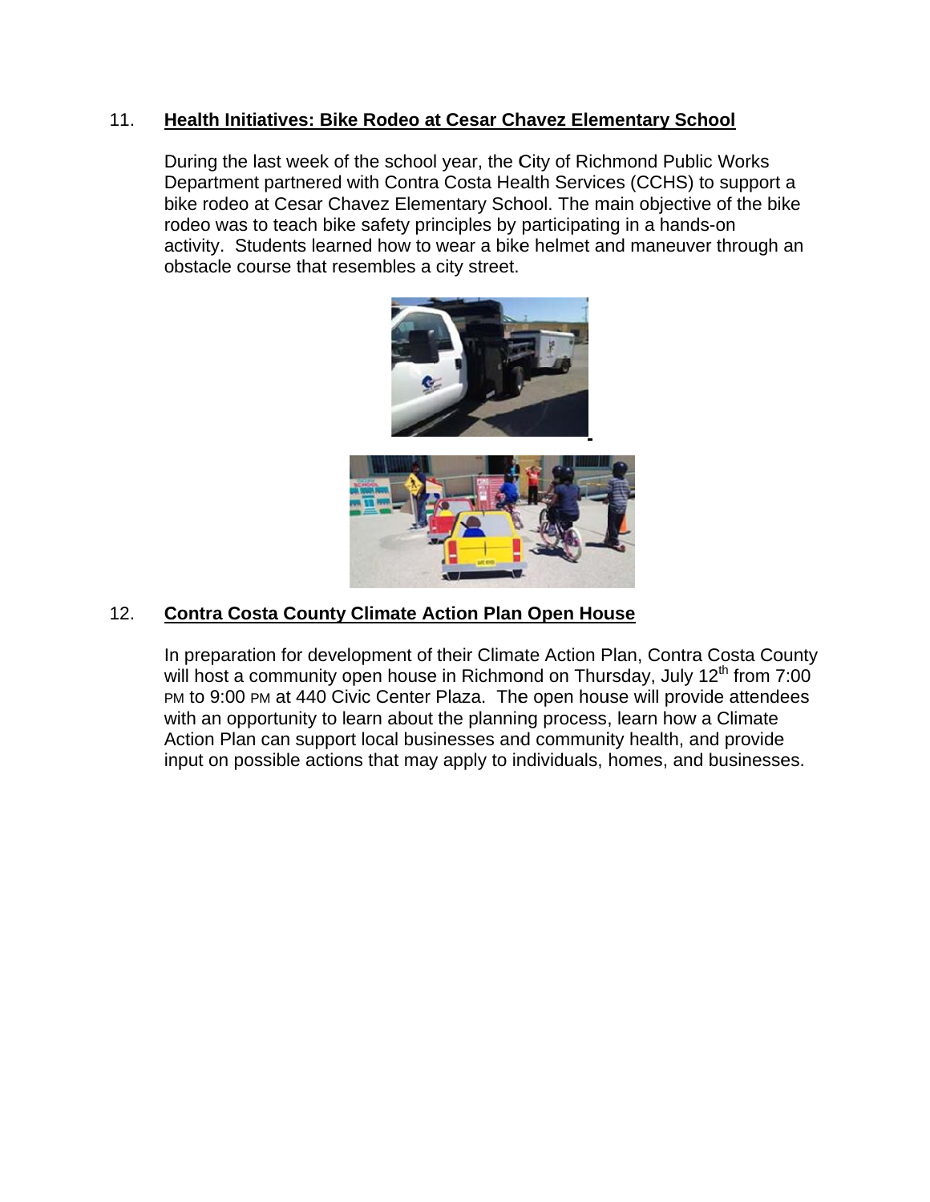11. **Health Initiatives: Bike Rodeo at Cesar Chavez Elementary School**

During the last week of the school year, the City of Richmond Public Works Department partnered with Contra Costa Health Services (CCHS) to support a bike rodeo at Cesar Chavez Elementary School. The main objective of the bike rodeo was to teach bike safety principles by participating in a hands-on activity. Students learned how to wear a bike helmet and maneuver through an obstacle course that resembles a city street.

12. **Contra Costa County Climate Action Plan Open House**

In preparation for development of their Climate Action Plan, Contra Costa County will host a community open house in Richmond on Thursday, July 12th from 7:00 PM to 9:00 PM at 440 Civic Center Plaza. The open house will provide attendees with an opportunity to learn about the planning process, learn how a Climate Action Plan can support local businesses and community health, and provide input on possible actions that may apply to individuals, homes, and businesses.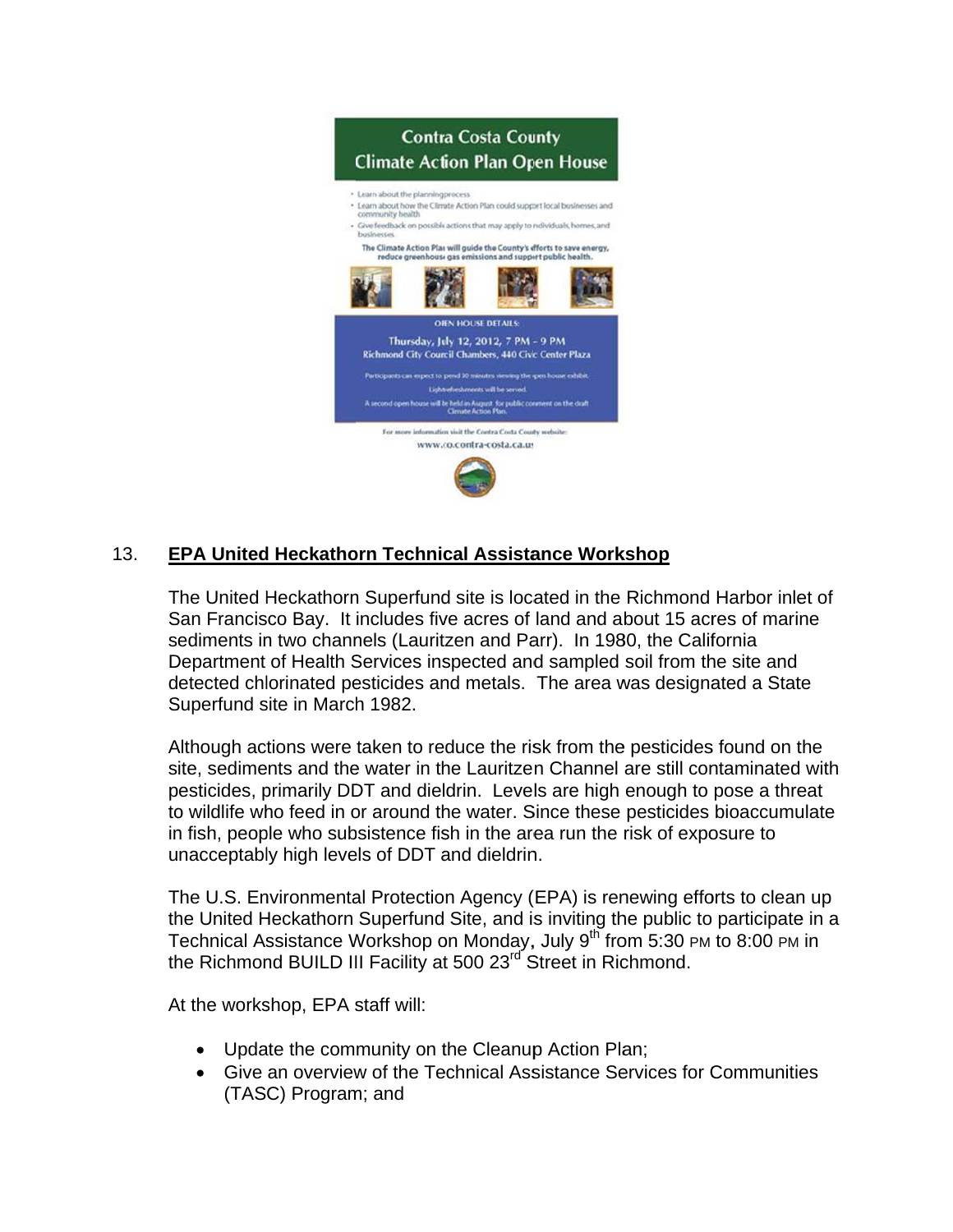## Contra Costa County
## Climate Action Plan Open House

- Learn about the planning process
- Learn about how the Climate Action Plan could support local businesses and community health
- Give feedback on possible actions that may apply to individuals, homes, and businesses

**The Climate Action Plan will guide the County's efforts to save energy, reduce greenhouse gas emissions and support public health.**

OPEN HOUSE DETAILS:

Thursday, July 12, 2012, 7 PM – 9 PM
Richmond City Council Chambers, 440 Civic Center Plaza

Participants can expect to spend 30 minutes viewing the open house exhibit.

Light refreshments will be served.

A second open house will be held in August for public comment on the draft Climate Action Plan.

For more information visit the Contra Costa County website:
www.co.contra-costa.ca.us

13. **EPA United Heckathorn Technical Assistance Workshop**

The United Heckathorn Superfund site is located in the Richmond Harbor inlet of San Francisco Bay. It includes five acres of land and about 15 acres of marine sediments in two channels (Lauritzen and Parr). In 1980, the California Department of Health Services inspected and sampled soil from the site and detected chlorinated pesticides and metals. The area was designated a State Superfund site in March 1982.

Although actions were taken to reduce the risk from the pesticides found on the site, sediments and the water in the Lauritzen Channel are still contaminated with pesticides, primarily DDT and dieldrin. Levels are high enough to pose a threat to wildlife who feed in or around the water. Since these pesticides bioaccumulate in fish, people who subsistence fish in the area run the risk of exposure to unacceptably high levels of DDT and dieldrin.

The U.S. Environmental Protection Agency (EPA) is renewing efforts to clean up the United Heckathorn Superfund Site, and is inviting the public to participate in a Technical Assistance Workshop on Monday, July 9th from 5:30 PM to 8:00 PM in the Richmond BUILD III Facility at 500 23rd Street in Richmond.

At the workshop, EPA staff will:

- Update the community on the Cleanup Action Plan;
- Give an overview of the Technical Assistance Services for Communities (TASC) Program; and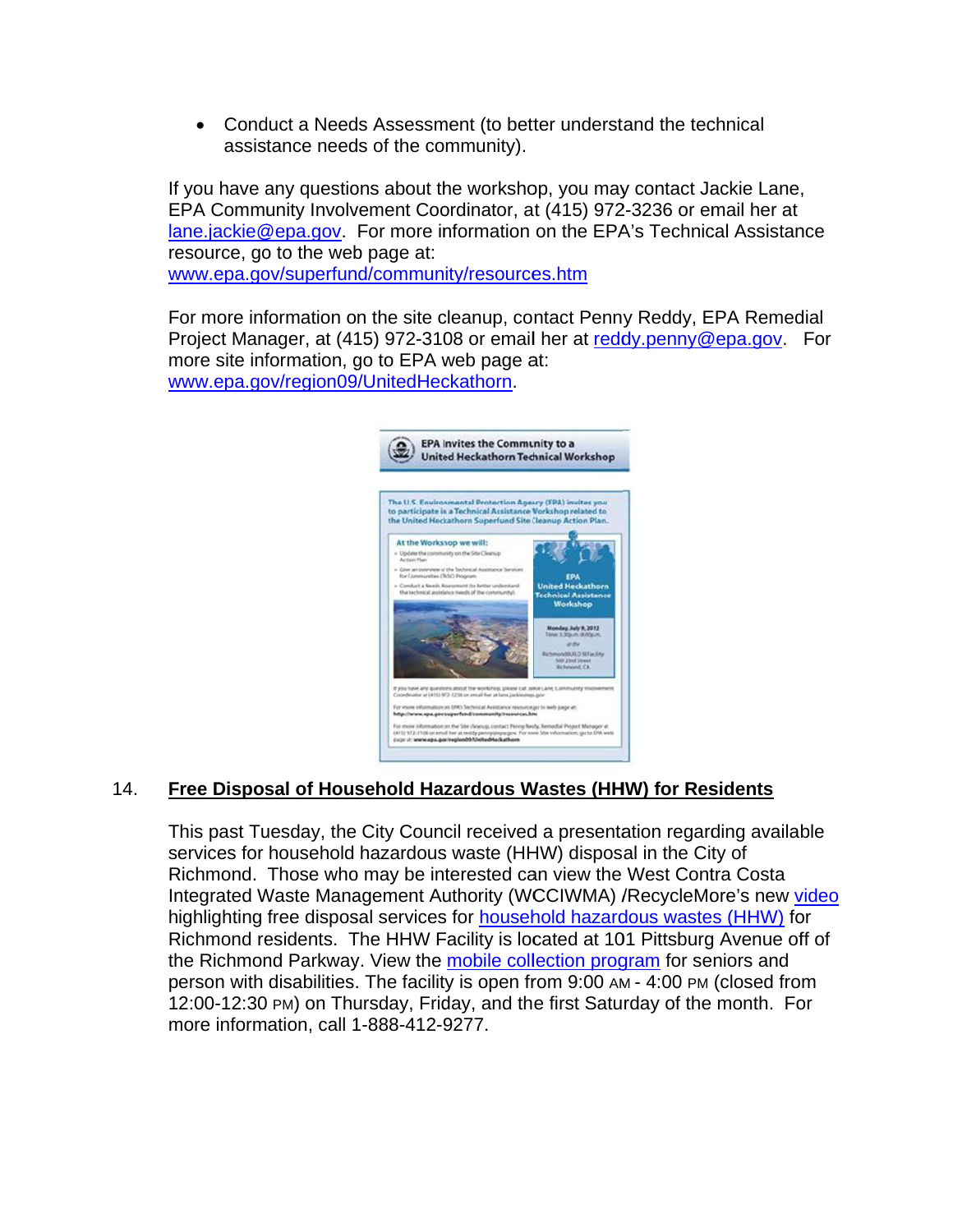- Conduct a Needs Assessment (to better understand the technical assistance needs of the community).

If you have any questions about the workshop, you may contact Jackie Lane, EPA Community Involvement Coordinator, at (415) 972-3236 or email her at lane.jackie@epa.gov. For more information on the EPA's Technical Assistance resource, go to the web page at: www.epa.gov/superfund/community/resources.htm

For more information on the site cleanup, contact Penny Reddy, EPA Remedial Project Manager, at (415) 972-3108 or email her at reddy.penny@epa.gov. For more site information, go to EPA web page at: www.epa.gov/region09/UnitedHeckathorn.

## 14. Free Disposal of Household Hazardous Wastes (HHW) for Residents

This past Tuesday, the City Council received a presentation regarding available services for household hazardous waste (HHW) disposal in the City of Richmond. Those who may be interested can view the West Contra Costa Integrated Waste Management Authority (WCCIWMA) /RecycleMore's new video highlighting free disposal services for household hazardous wastes (HHW) for Richmond residents. The HHW Facility is located at 101 Pittsburg Avenue off of the Richmond Parkway. View the mobile collection program for seniors and person with disabilities. The facility is open from 9:00 AM - 4:00 PM (closed from 12:00-12:30 PM) on Thursday, Friday, and the first Saturday of the month. For more information, call 1-888-412-9277.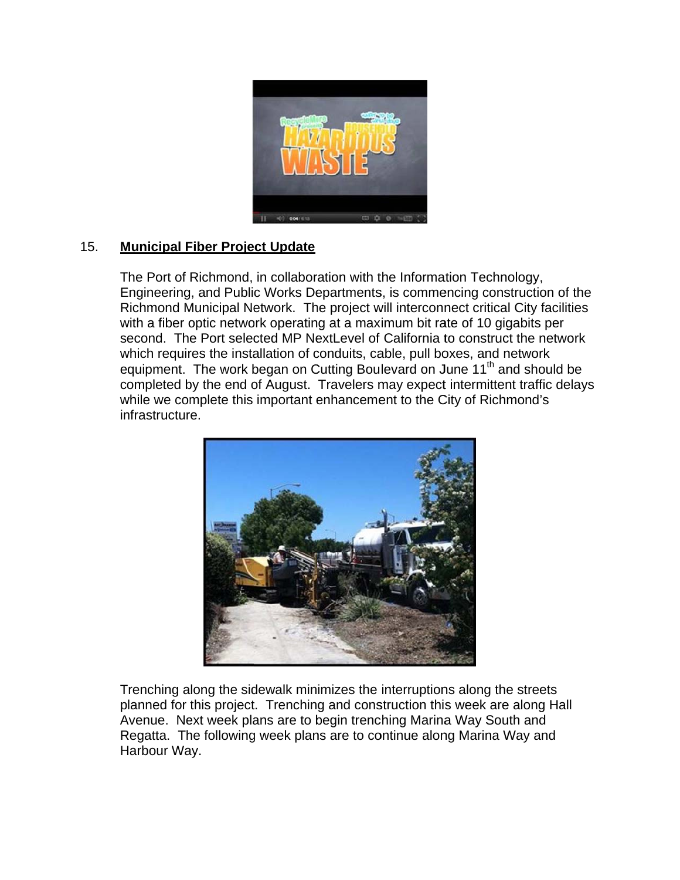15. **Municipal Fiber Project Update**

The Port of Richmond, in collaboration with the Information Technology, Engineering, and Public Works Departments, is commencing construction of the Richmond Municipal Network. The project will interconnect critical City facilities with a fiber optic network operating at a maximum bit rate of 10 gigabits per second. The Port selected MP NextLevel of California to construct the network which requires the installation of conduits, cable, pull boxes, and network equipment. The work began on Cutting Boulevard on June 11th and should be completed by the end of August. Travelers may expect intermittent traffic delays while we complete this important enhancement to the City of Richmond's infrastructure.

Trenching along the sidewalk minimizes the interruptions along the streets planned for this project. Trenching and construction this week are along Hall Avenue. Next week plans are to begin trenching Marina Way South and Regatta. The following week plans are to continue along Marina Way and Harbour Way.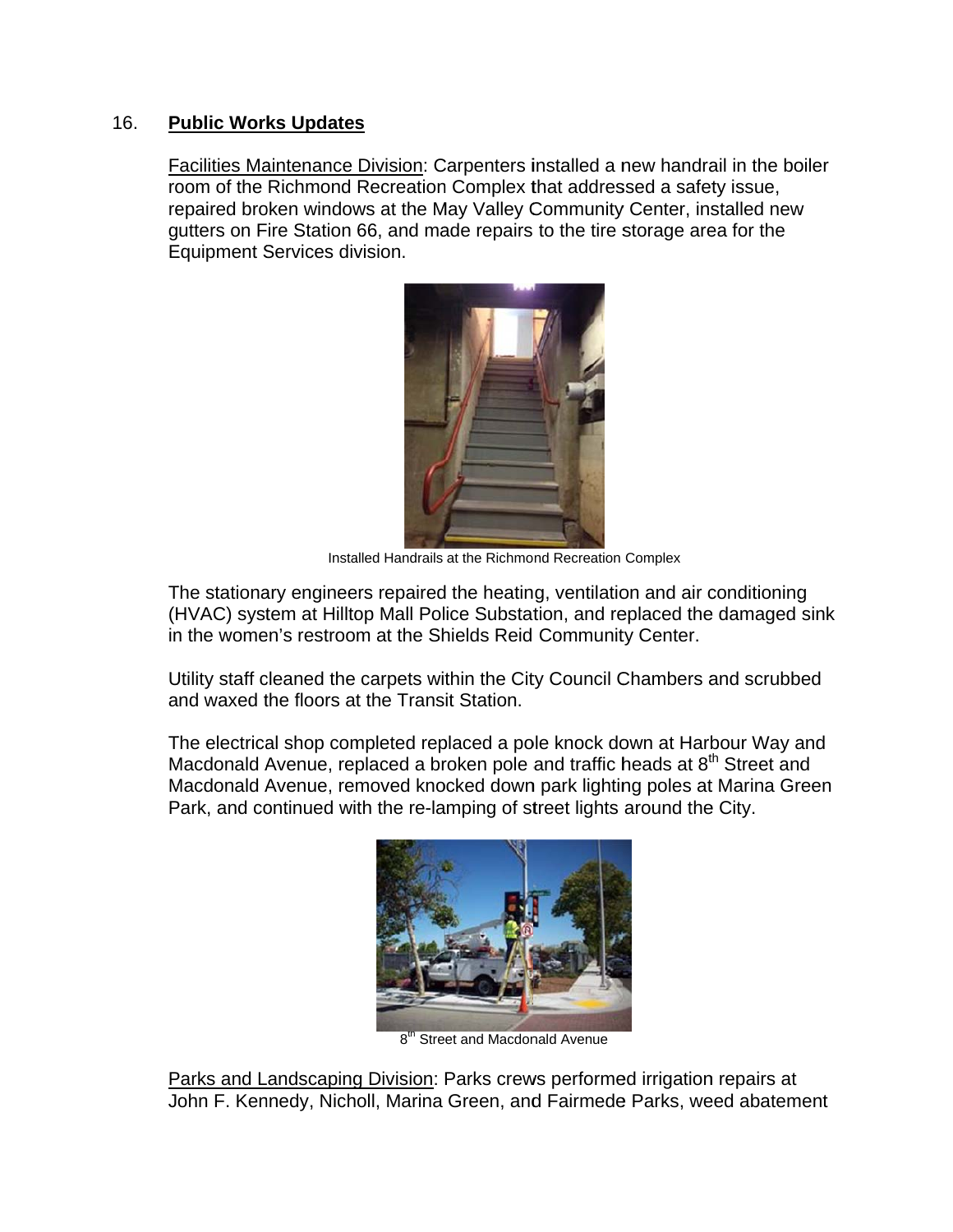16. **Public Works Updates**

Facilities Maintenance Division: Carpenters installed a new handrail in the boiler room of the Richmond Recreation Complex that addressed a safety issue, repaired broken windows at the May Valley Community Center, installed new gutters on Fire Station 66, and made repairs to the tire storage area for the Equipment Services division.

Installed Handrails at the Richmond Recreation Complex

The stationary engineers repaired the heating, ventilation and air conditioning (HVAC) system at Hilltop Mall Police Substation, and replaced the damaged sink in the women's restroom at the Shields Reid Community Center.

Utility staff cleaned the carpets within the City Council Chambers and scrubbed and waxed the floors at the Transit Station.

The electrical shop completed replaced a pole knock down at Harbour Way and Macdonald Avenue, replaced a broken pole and traffic heads at 8th Street and Macdonald Avenue, removed knocked down park lighting poles at Marina Green Park, and continued with the re-lamping of street lights around the City.

8th Street and Macdonald Avenue

Parks and Landscaping Division: Parks crews performed irrigation repairs at John F. Kennedy, Nicholl, Marina Green, and Fairmede Parks, weed abatement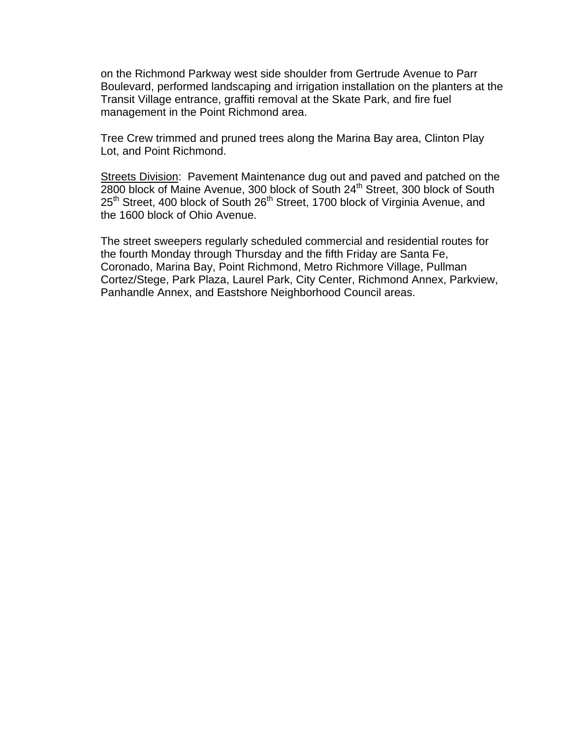on the Richmond Parkway west side shoulder from Gertrude Avenue to Parr Boulevard, performed landscaping and irrigation installation on the planters at the Transit Village entrance, graffiti removal at the Skate Park, and fire fuel management in the Point Richmond area.

Tree Crew trimmed and pruned trees along the Marina Bay area, Clinton Play Lot, and Point Richmond.

Streets Division: Pavement Maintenance dug out and paved and patched on the 2800 block of Maine Avenue, 300 block of South 24th Street, 300 block of South 25th Street, 400 block of South 26th Street, 1700 block of Virginia Avenue, and the 1600 block of Ohio Avenue.

The street sweepers regularly scheduled commercial and residential routes for the fourth Monday through Thursday and the fifth Friday are Santa Fe, Coronado, Marina Bay, Point Richmond, Metro Richmore Village, Pullman Cortez/Stege, Park Plaza, Laurel Park, City Center, Richmond Annex, Parkview, Panhandle Annex, and Eastshore Neighborhood Council areas.